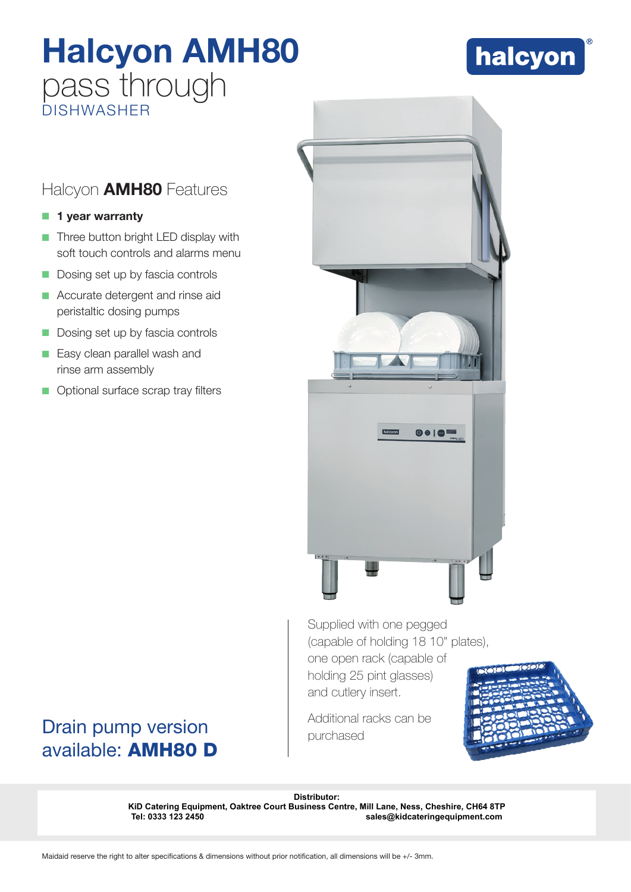# Halcyon AMH80

pass through

DISHWASHER

halcyon®

## Halcyon **AMH80** Features

- **1 year warranty**
- Three button bright LED display with soft touch controls and alarms menu
- Dosing set up by fascia controls
- Accurate detergent and rinse aid peristaltic dosing pumps
- Dosing set up by fascia controls
- Easy clean parallel wash and rinse arm assembly
- Optional surface scrap tray filters

Supplied with one pegged (capable of holding 18 10" plates), one open rack (capable of holding 25 pint glasses) and cutlery insert.

Additional racks can be purchased

## Drain pump version available: **AMH80 D**

**Distributor:**
**KiD Catering Equipment, Oaktree Court Business Centre, Mill Lane, Ness, Cheshire, CH64 8TP**
**Tel: 0333 123 2450** **sales@kidcateringequipment.com**

Maidaid reserve the right to alter specifications & dimensions without prior notification, all dimensions will be +/- 3mm.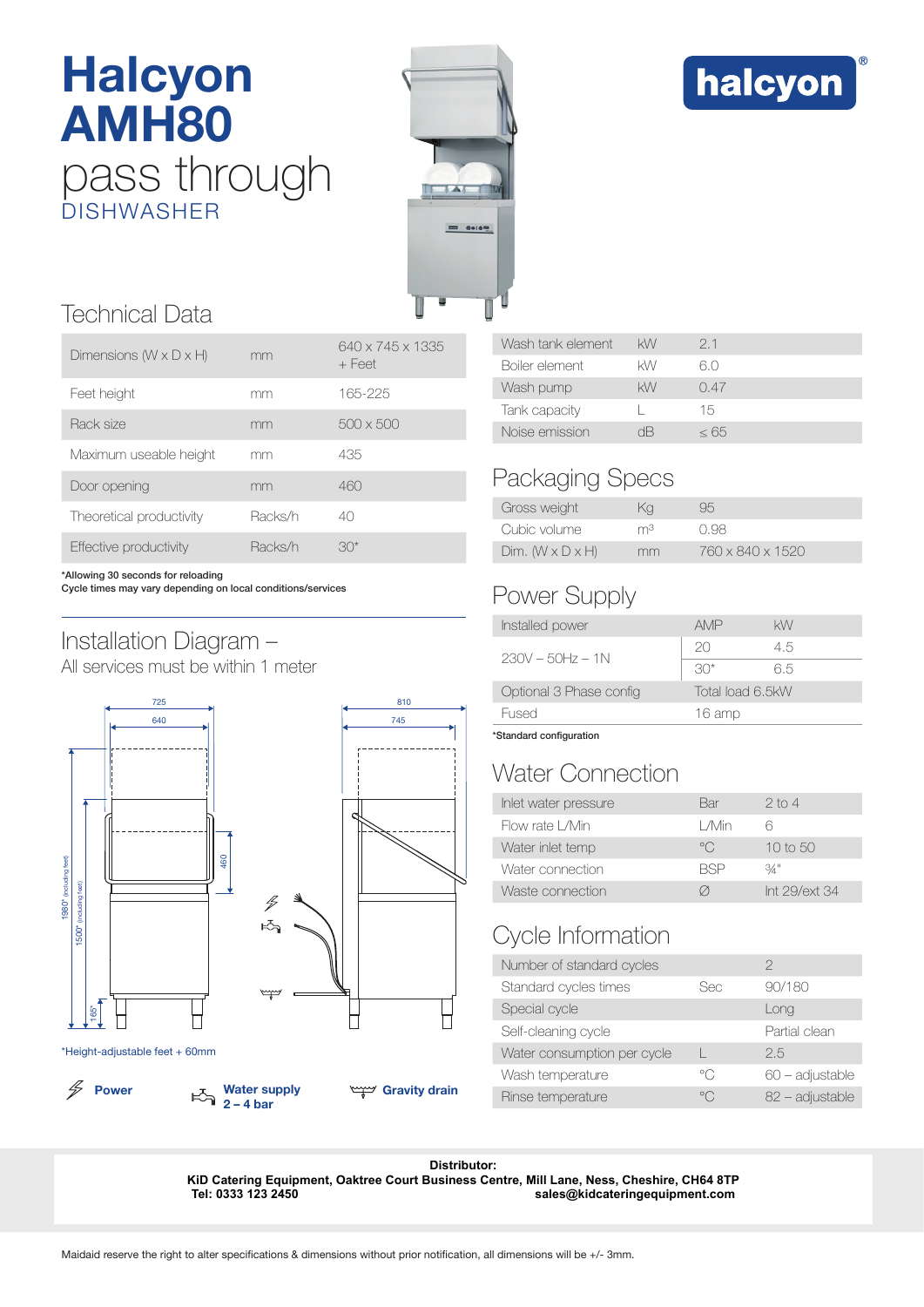# Halcyon AMH80

# pass through

DISHWASHER

halcyon®

## Technical Data

| | | |
|---|---|---|
| Dimensions (W x D x H) | mm | 640 x 745 x 1335 + Feet |
| Feet height | mm | 165-225 |
| Rack size | mm | 500 x 500 |
| Maximum useable height | mm | 435 |
| Door opening | mm | 460 |
| Theoretical productivity | Racks/h | 40 |
| Effective productivity | Racks/h | 30* |

*Allowing 30 seconds for reloading
Cycle times may vary depending on local conditions/services

| | | |
|---|---|---|
| Wash tank element | kW | 2.1 |
| Boiler element | kW | 6.0 |
| Wash pump | kW | 0.47 |
| Tank capacity | L | 15 |
| Noise emission | dB | ≤ 65 |

## Packaging Specs

| | | |
|---|---|---|
| Gross weight | Kg | 95 |
| Cubic volume | m³ | 0.98 |
| Dim. (W x D x H) | mm | 760 x 840 x 1520 |

## Power Supply

| | | |
|---|---|---|
| Installed power | AMP | kW |
| 230V – 50Hz – 1N | 20 | 4.5 |
| | 30* | 6.5 |
| Optional 3 Phase config | Total load 6.5kW | |
| Fused | 16 amp | |

*Standard configuration

## Installation Diagram –

All services must be within 1 meter

725
640
810
745
460
1980* (including feet)
1500* (including feet)
165*

*Height-adjustable feet + 60mm

Power

Water supply
2 – 4 bar

Gravity drain

## Water Connection

| | | |
|---|---|---|
| Inlet water pressure | Bar | 2 to 4 |
| Flow rate L/Min | L/Min | 6 |
| Water inlet temp | °C | 10 to 50 |
| Water connection | BSP | ¾" |
| Waste connection | Ø | Int 29/ext 34 |

## Cycle Information

| | | |
|---|---|---|
| Number of standard cycles | | 2 |
| Standard cycles times | Sec | 90/180 |
| Special cycle | | Long |
| Self-cleaning cycle | | Partial clean |
| Water consumption per cycle | L | 2.5 |
| Wash temperature | °C | 60 – adjustable |
| Rinse temperature | °C | 82 – adjustable |

**Distributor:**
**KiD Catering Equipment, Oaktree Court Business Centre, Mill Lane, Ness, Cheshire, CH64 8TP**
**Tel: 0333 123 2450** **sales@kidcateringequipment.com**

Maidaid reserve the right to alter specifications & dimensions without prior notification, all dimensions will be +/- 3mm.